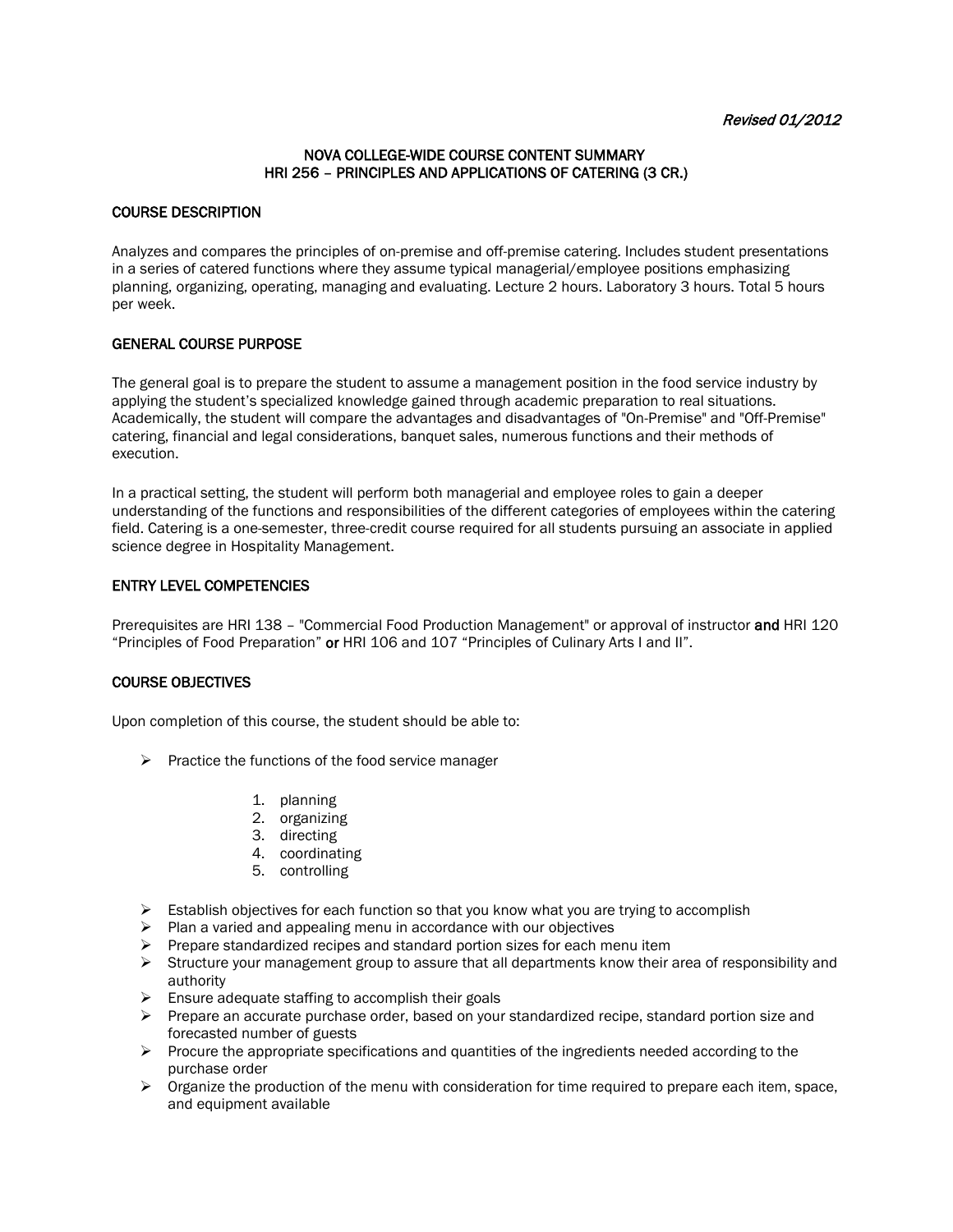*Revised 01/2012*

# NOVA COLLEGE-WIDE COURSE CONTENT SUMMARY
# HRI 256 – PRINCIPLES AND APPLICATIONS OF CATERING (3 CR.)

## COURSE DESCRIPTION

Analyzes and compares the principles of on-premise and off-premise catering. Includes student presentations in a series of catered functions where they assume typical managerial/employee positions emphasizing planning, organizing, operating, managing and evaluating. Lecture 2 hours. Laboratory 3 hours. Total 5 hours per week.

## GENERAL COURSE PURPOSE

The general goal is to prepare the student to assume a management position in the food service industry by applying the student's specialized knowledge gained through academic preparation to real situations. Academically, the student will compare the advantages and disadvantages of "On-Premise" and "Off-Premise" catering, financial and legal considerations, banquet sales, numerous functions and their methods of execution.

In a practical setting, the student will perform both managerial and employee roles to gain a deeper understanding of the functions and responsibilities of the different categories of employees within the catering field. Catering is a one-semester, three-credit course required for all students pursuing an associate in applied science degree in Hospitality Management.

## ENTRY LEVEL COMPETENCIES

Prerequisites are HRI 138 – "Commercial Food Production Management" or approval of instructor **and** HRI 120 "Principles of Food Preparation" **or** HRI 106 and 107 "Principles of Culinary Arts I and II".

## COURSE OBJECTIVES

Upon completion of this course, the student should be able to:

- Practice the functions of the food service manager
  1. planning
  2. organizing
  3. directing
  4. coordinating
  5. controlling
- Establish objectives for each function so that you know what you are trying to accomplish
- Plan a varied and appealing menu in accordance with our objectives
- Prepare standardized recipes and standard portion sizes for each menu item
- Structure your management group to assure that all departments know their area of responsibility and authority
- Ensure adequate staffing to accomplish their goals
- Prepare an accurate purchase order, based on your standardized recipe, standard portion size and forecasted number of guests
- Procure the appropriate specifications and quantities of the ingredients needed according to the purchase order
- Organize the production of the menu with consideration for time required to prepare each item, space, and equipment available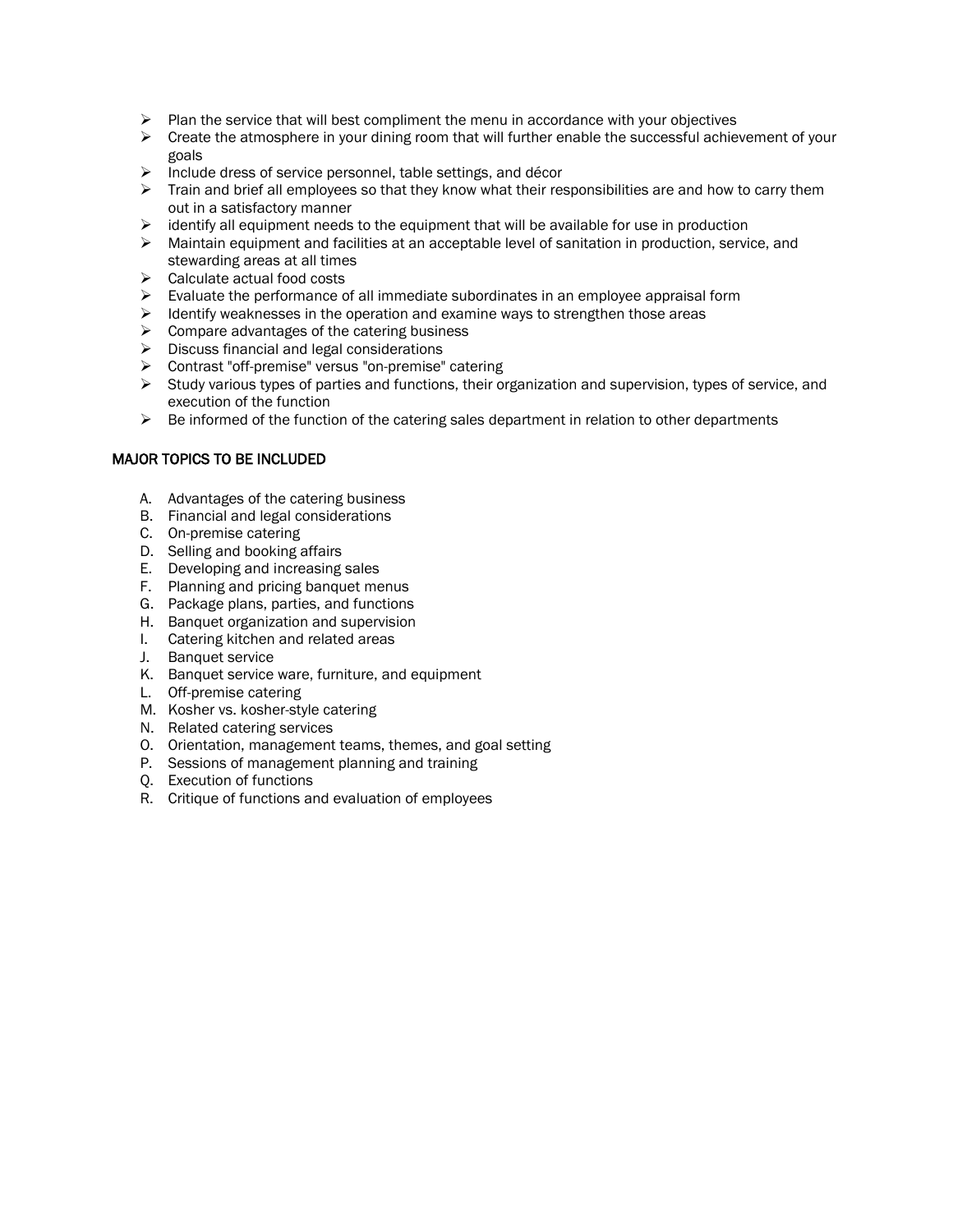- Plan the service that will best compliment the menu in accordance with your objectives
- Create the atmosphere in your dining room that will further enable the successful achievement of your goals
- Include dress of service personnel, table settings, and décor
- Train and brief all employees so that they know what their responsibilities are and how to carry them out in a satisfactory manner
- identify all equipment needs to the equipment that will be available for use in production
- Maintain equipment and facilities at an acceptable level of sanitation in production, service, and stewarding areas at all times
- Calculate actual food costs
- Evaluate the performance of all immediate subordinates in an employee appraisal form
- Identify weaknesses in the operation and examine ways to strengthen those areas
- Compare advantages of the catering business
- Discuss financial and legal considerations
- Contrast "off-premise" versus "on-premise" catering
- Study various types of parties and functions, their organization and supervision, types of service, and execution of the function
- Be informed of the function of the catering sales department in relation to other departments

## MAJOR TOPICS TO BE INCLUDED

A. Advantages of the catering business
B. Financial and legal considerations
C. On-premise catering
D. Selling and booking affairs
E. Developing and increasing sales
F. Planning and pricing banquet menus
G. Package plans, parties, and functions
H. Banquet organization and supervision
I. Catering kitchen and related areas
J. Banquet service
K. Banquet service ware, furniture, and equipment
L. Off-premise catering
M. Kosher vs. kosher-style catering
N. Related catering services
O. Orientation, management teams, themes, and goal setting
P. Sessions of management planning and training
Q. Execution of functions
R. Critique of functions and evaluation of employees